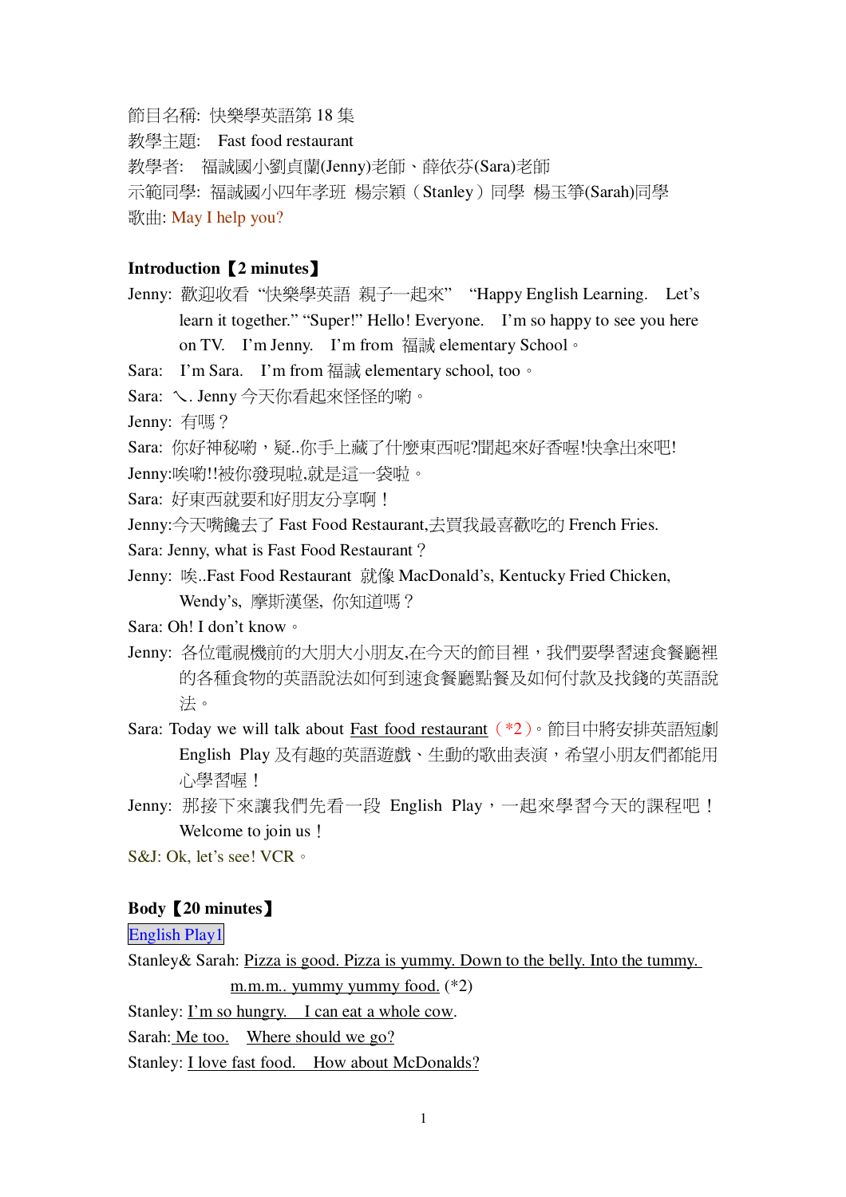節目名稱: 快樂學英語第 18 集

教學主題: Fast food restaurant

教學者: 福誠國小劉貞蘭(Jenny)老師、薛依芬(Sara)老師

示範同學: 福誠國小四年孝班 楊宗穎（Stanley）同學 楊玉箏(Sarah)同學

歌曲: May I help you?

**Introduction【2 minutes】**

Jenny: 歡迎收看 "快樂學英語 親子一起來" "Happy English Learning. Let's learn it together." "Super!" Hello! Everyone. I'm so happy to see you here on TV. I'm Jenny. I'm from 福誠 elementary School。

Sara: I'm Sara. I'm from 福誠 elementary school, too。

Sara: ㄟ. Jenny 今天你看起來怪怪的喲。

Jenny: 有嗎？

Sara: 你好神秘喲，疑..你手上藏了什麼東西呢?聞起來好香喔!快拿出來吧!

Jenny:唉喲!!被你發現啦,就是這一袋啦。

Sara: 好東西就要和好朋友分享啊！

Jenny:今天嘴饞去了 Fast Food Restaurant,去買我最喜歡吃的 French Fries.

Sara: Jenny, what is Fast Food Restaurant？

Jenny: 唉..Fast Food Restaurant 就像 MacDonald's, Kentucky Fried Chicken, Wendy's, 摩斯漢堡, 你知道嗎？

Sara: Oh! I don't know。

Jenny: 各位電視機前的大朋友大小朋友,在今天的節目裡，我們要學習速食餐廳裡的各種食物的英語說法如何到速食餐廳點餐及如何付款及找錢的英語說法。

Sara: Today we will talk about Fast food restaurant（*2）。節目中將安排英語短劇 English Play 及有趣的英語遊戲、生動的歌曲表演，希望小朋友們都能用心學習喔！

Jenny: 那接下來讓我們先看一段 English Play，一起來學習今天的課程吧！Welcome to join us！

S&J: Ok, let's see! VCR。

**Body【20 minutes】**

English Play1

Stanley& Sarah: Pizza is good. Pizza is yummy. Down to the belly. Into the tummy. m.m.m.. yummy yummy food. (*2)

Stanley: I'm so hungry. I can eat a whole cow.

Sarah: Me too. Where should we go?

Stanley: I love fast food. How about McDonalds?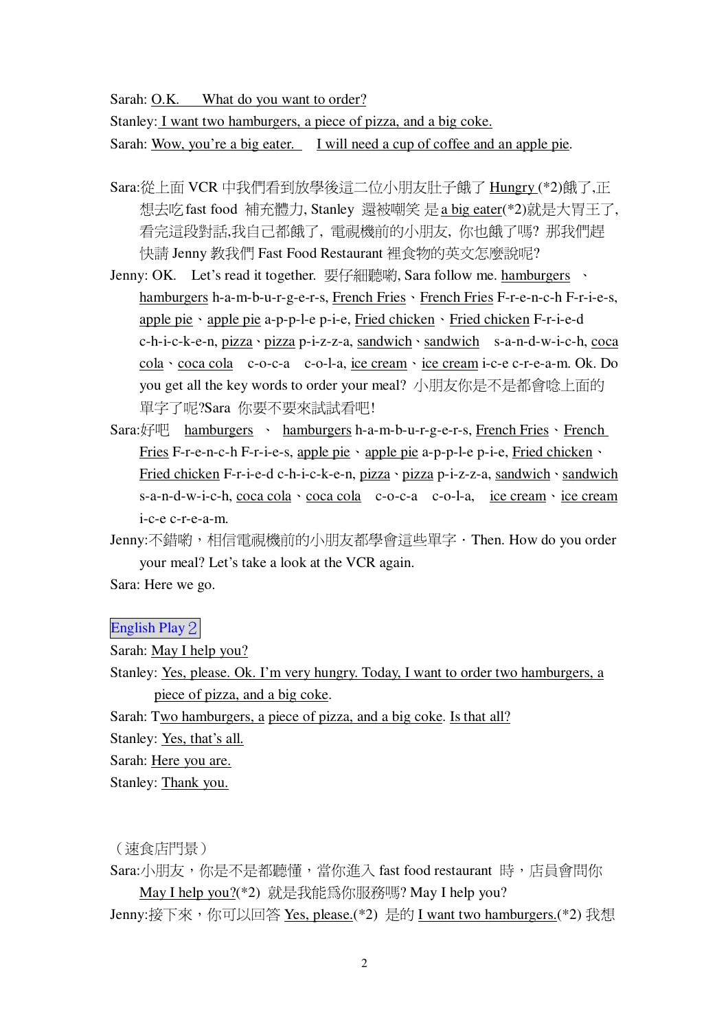Sarah: O.K.　What do you want to order?

Stanley: I want two hamburgers, a piece of pizza, and a big coke.

Sarah: Wow, you're a big eater.　I will need a cup of coffee and an apple pie.

Sara:從上面 VCR 中我們看到放學後這二位小朋友肚子餓了 Hungry (*2)餓了,正想去吃 fast food 補充體力, Stanley 還被嘲笑 是 a big eater(*2)就是大胃王了,看完這段對話,我自己都餓了, 電視機前的小朋友, 你也餓了嗎? 那我們趕快請 Jenny 教我們 Fast Food Restaurant 裡食物的英文怎麼說呢?

Jenny: OK.　Let's read it together. 要仔細聽喲, Sara follow me. hamburgers 、hamburgers h-a-m-b-u-r-g-e-r-s, French Fries、French Fries F-r-e-n-c-h F-r-i-e-s, apple pie、apple pie a-p-p-l-e p-i-e, Fried chicken、Fried chicken F-r-i-e-d c-h-i-c-k-e-n, pizza、pizza p-i-z-z-a, sandwich、sandwich　s-a-n-d-w-i-c-h, coca cola、coca cola　c-o-c-a　c-o-l-a, ice cream、ice cream i-c-e c-r-e-a-m. Ok. Do you get all the key words to order your meal? 小朋友你是不是都會唸上面的單字了呢?Sara 你要不要來試試看吧!

Sara:好吧　hamburgers 、 hamburgers h-a-m-b-u-r-g-e-r-s, French Fries、French Fries F-r-e-n-c-h F-r-i-e-s, apple pie、apple pie a-p-p-l-e p-i-e, Fried chicken、Fried chicken F-r-i-e-d c-h-i-c-k-e-n, pizza、pizza p-i-z-z-a, sandwich、sandwich s-a-n-d-w-i-c-h, coca cola、coca cola　c-o-c-a　c-o-l-a,　ice cream、ice cream i-c-e c-r-e-a-m.

Jenny:不錯喲，相信電視機前的小朋友都學會這些單字．Then. How do you order your meal? Let's take a look at the VCR again.

Sara: Here we go.

English Play 2

Sarah: May I help you?

Stanley: Yes, please. Ok. I'm very hungry. Today, I want to order two hamburgers, a piece of pizza, and a big coke.

Sarah: Two hamburgers, a piece of pizza, and a big coke. Is that all?

Stanley: Yes, that's all.

Sarah: Here you are.

Stanley: Thank you.

（速食店門景）

Sara:小朋友，你是不是都聽懂，當你進入 fast food restaurant 時，店員會問你 May I help you?(*2) 就是我能爲你服務嗎? May I help you?

Jenny:接下來，你可以回答 Yes, please.(*2) 是的 I want two hamburgers.(*2) 我想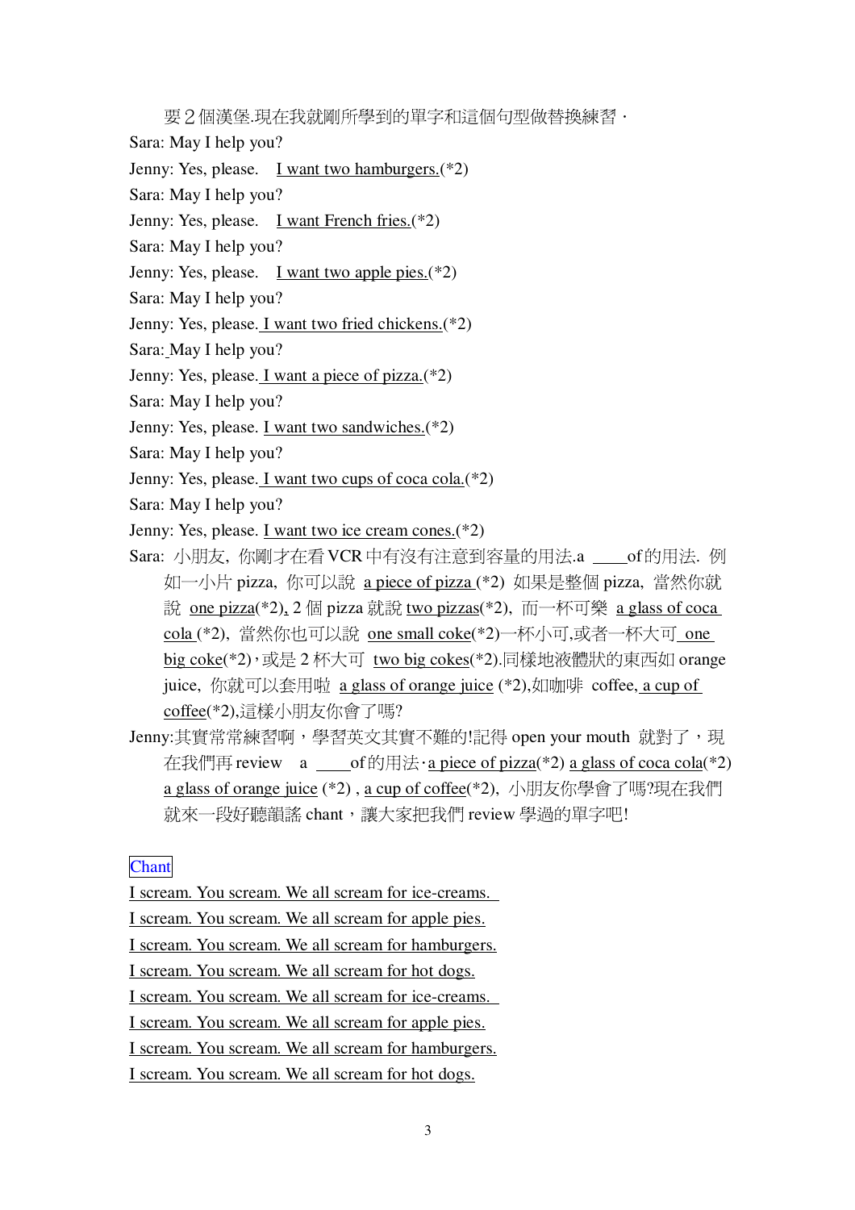要 2 個漢堡.現在我就剛所學到的單字和這個句型做替換練習·

Sara: May I help you?

Jenny: Yes, please. I want two hamburgers.(*2)

Sara: May I help you?

Jenny: Yes, please. I want French fries.(*2)

Sara: May I help you?

Jenny: Yes, please. I want two apple pies.(*2)

Sara: May I help you?

Jenny: Yes, please. I want two fried chickens.(*2)

Sara: May I help you?

Jenny: Yes, please. I want a piece of pizza.(*2)

Sara: May I help you?

Jenny: Yes, please. I want two sandwiches.(*2)

Sara: May I help you?

Jenny: Yes, please. I want two cups of coca cola.(*2)

Sara: May I help you?

Jenny: Yes, please. I want two ice cream cones.(*2)

Sara: 小朋友，你剛才在看 VCR 中有沒有注意到容量的用法.a ____of 的用法. 例如一小片 pizza，你可以說 a piece of pizza (*2) 如果是整個 pizza，當然你就說 one pizza(*2), 2 個 pizza 就說 two pizzas(*2)，而一杯可樂 a glass of coca cola (*2)，當然你也可以說 one small coke(*2)一杯小可,或者一杯大可 one big coke(*2)，或是 2 杯大可 two big cokes(*2).同樣地液體狀的東西如 orange juice，你就可以套用啦 a glass of orange juice (*2),如咖啡 coffee, a cup of coffee(*2),這樣小朋友你會了嗎?

Jenny:其實常常練習啊，學習英文其實不難的!記得 open your mouth 就對了，現在我們再 review a ____of 的用法·a piece of pizza(*2) a glass of coca cola(*2) a glass of orange juice (*2) , a cup of coffee(*2)，小朋友你學會了嗎?現在我們就來一段好聽韻謠 chant，讓大家把我們 review 學過的單字吧!

Chant

I scream. You scream. We all scream for ice-creams.
I scream. You scream. We all scream for apple pies.
I scream. You scream. We all scream for hamburgers.
I scream. You scream. We all scream for hot dogs.
I scream. You scream. We all scream for ice-creams.
I scream. You scream. We all scream for apple pies.
I scream. You scream. We all scream for hamburgers.
I scream. You scream. We all scream for hot dogs.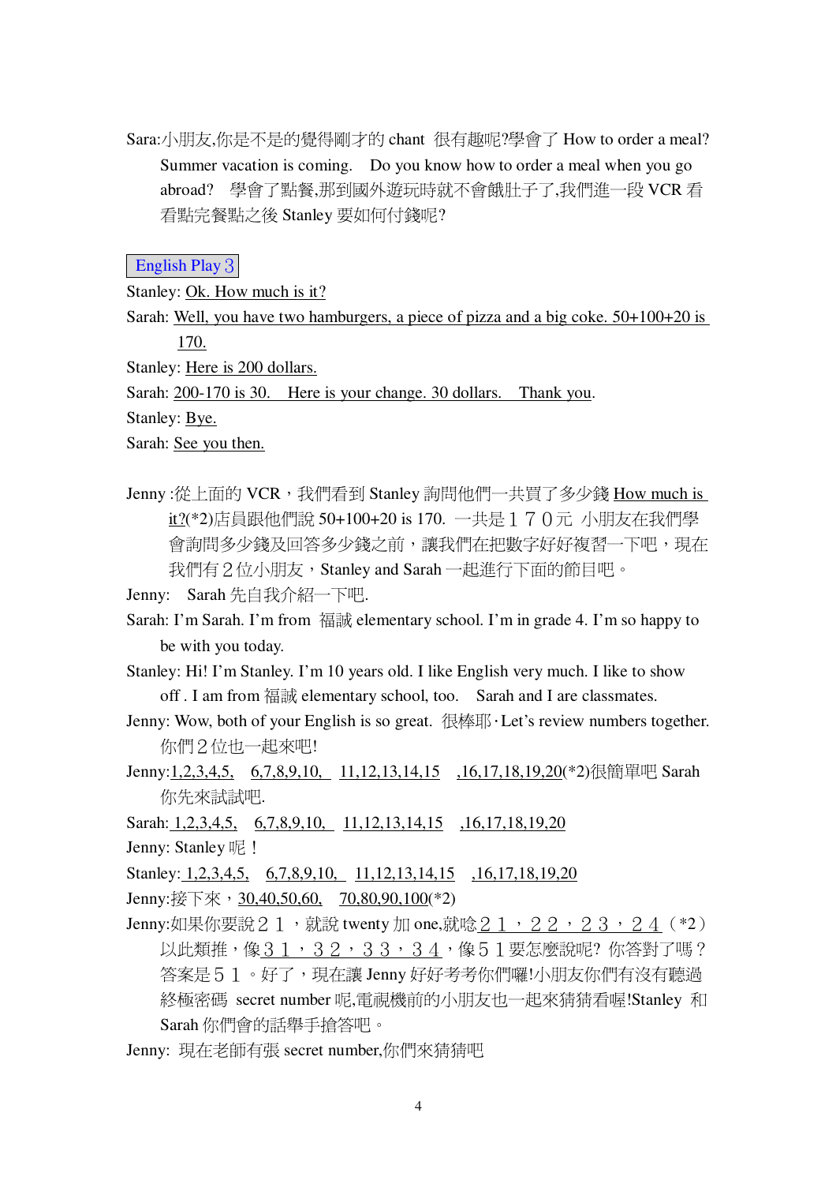Sara:小朋友,你是不是的覺得剛才的 chant 很有趣呢?學會了 How to order a meal? Summer vacation is coming. Do you know how to order a meal when you go abroad? 學會了點餐,那到國外遊玩時就不會餓肚子了,我們進一段 VCR 看看點完餐點之後 Stanley 要如何付錢呢?

English Play 3

Stanley: Ok. How much is it?

Sarah: Well, you have two hamburgers, a piece of pizza and a big coke. 50+100+20 is 170.

Stanley: Here is 200 dollars.

Sarah: 200-170 is 30. Here is your change. 30 dollars. Thank you.

Stanley: Bye.

Sarah: See you then.

Jenny :從上面的 VCR，我們看到 Stanley 詢問他們一共買了多少錢 How much is it?(*2)店員跟他們說 50+100+20 is 170. 一共是１７０元 小朋友在我們學會詢問多少錢及回答多少錢之前，讓我們在把數字好好複習一下吧，現在我們有２位小朋友，Stanley and Sarah 一起進行下面的節目吧。

Jenny: Sarah 先自我介紹一下吧.

Sarah: I'm Sarah. I'm from 福誠 elementary school. I'm in grade 4. I'm so happy to be with you today.

Stanley: Hi! I'm Stanley. I'm 10 years old. I like English very much. I like to show off . I am from 福誠 elementary school, too. Sarah and I are classmates.

Jenny: Wow, both of your English is so great. 很棒耶‧Let's review numbers together. 你們２位也一起來吧!

Jenny:1,2,3,4,5, 6,7,8,9,10, 11,12,13,14,15 ,16,17,18,19,20(*2)很簡單吧 Sarah 你先來試試吧.

Sarah: 1,2,3,4,5, 6,7,8,9,10, 11,12,13,14,15 ,16,17,18,19,20

Jenny: Stanley 呢！

Stanley: 1,2,3,4,5, 6,7,8,9,10, 11,12,13,14,15 ,16,17,18,19,20

Jenny:接下來，30,40,50,60, 70,80,90,100(*2)

Jenny:如果你要說２１，就說 twenty 加 one,就唸２１，２２，２３，２４（*2）以此類推，像３１，３２，３３，３４，像５１要怎麼說呢? 你答對了嗎？答案是５１。好了，現在讓 Jenny 好好考考你們囉!小朋友你們有沒有聽過終極密碼 secret number 呢,電視機前的小朋友也一起來猜猜看喔!Stanley 和 Sarah 你們會的話舉手搶答吧。

Jenny: 現在老師有張 secret number,你們來猜猜吧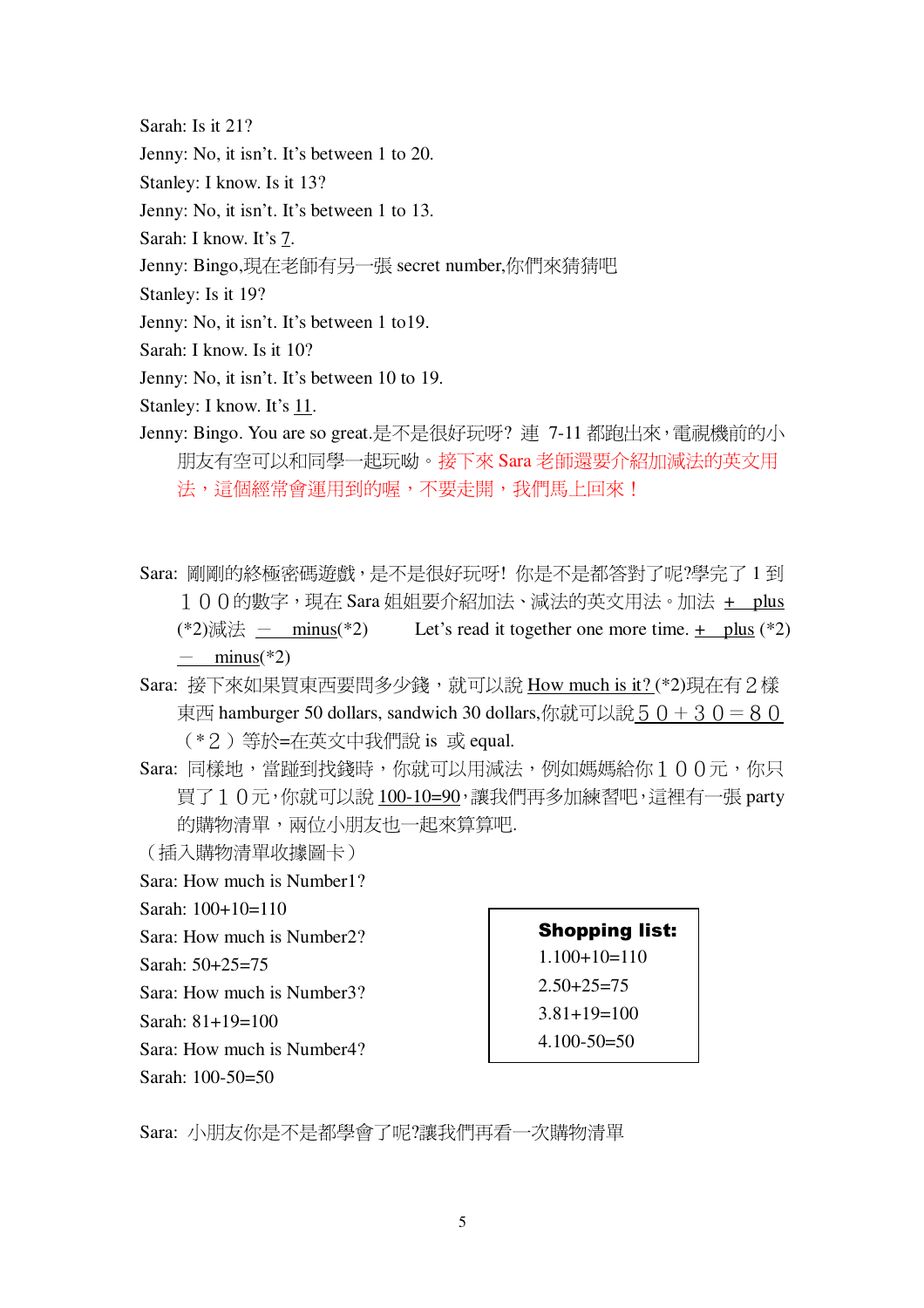Sarah: Is it 21?

Jenny: No, it isn't. It's between 1 to 20.

Stanley: I know. Is it 13?

Jenny: No, it isn't. It's between 1 to 13.

Sarah: I know. It's 7.

Jenny: Bingo,現在老師有另一張 secret number,你們來猜猜吧

Stanley: Is it 19?

Jenny: No, it isn't. It's between 1 to19.

Sarah: I know. Is it 10?

Jenny: No, it isn't. It's between 10 to 19.

Stanley: I know. It's 11.

Jenny: Bingo. You are so great.是不是很好玩呀? 連 7-11 都跑出來,電視機前的小朋友有空可以和同學一起玩呦。接下來 Sara 老師還要介紹加減法的英文用法,這個經常會運用到的喔,不要走開,我們馬上回來!

Sara: 剛剛的終極密碼遊戲,是不是很好玩呀! 你是不是都答對了呢?學完了 1 到１００的數字,現在 Sara 姐姐要介紹加法、減法的英文用法。加法 + plus (*2)減法 － minus(*2)  Let's read it together one more time. + plus (*2) － minus(*2)

Sara: 接下來如果買東西要問多少錢,就可以說 How much is it? (*2)現在有２樣東西 hamburger 50 dollars, sandwich 30 dollars,你就可以說５０＋３０＝８０（*２）等於=在英文中我們說 is 或 equal.

Sara: 同樣地,當碰到找錢時,你就可以用減法,例如媽媽給你１００元,你只買了１０元,你就可以說 100-10=90,讓我們再多加練習吧,這裡有一張 party 的購物清單,兩位小朋友也一起來算算吧.

(插入購物清單收據圖卡)

Sara: How much is Number1?

Sarah: 100+10=110

Sara: How much is Number2?

Sarah: 50+25=75

Sara: How much is Number3?

Sarah: 81+19=100

Sara: How much is Number4?

Sarah: 100-50=50

**Shopping list:**

1.100+10=110

2.50+25=75

3.81+19=100

4.100-50=50

Sara: 小朋友你是不是都學會了呢?讓我們再看一次購物清單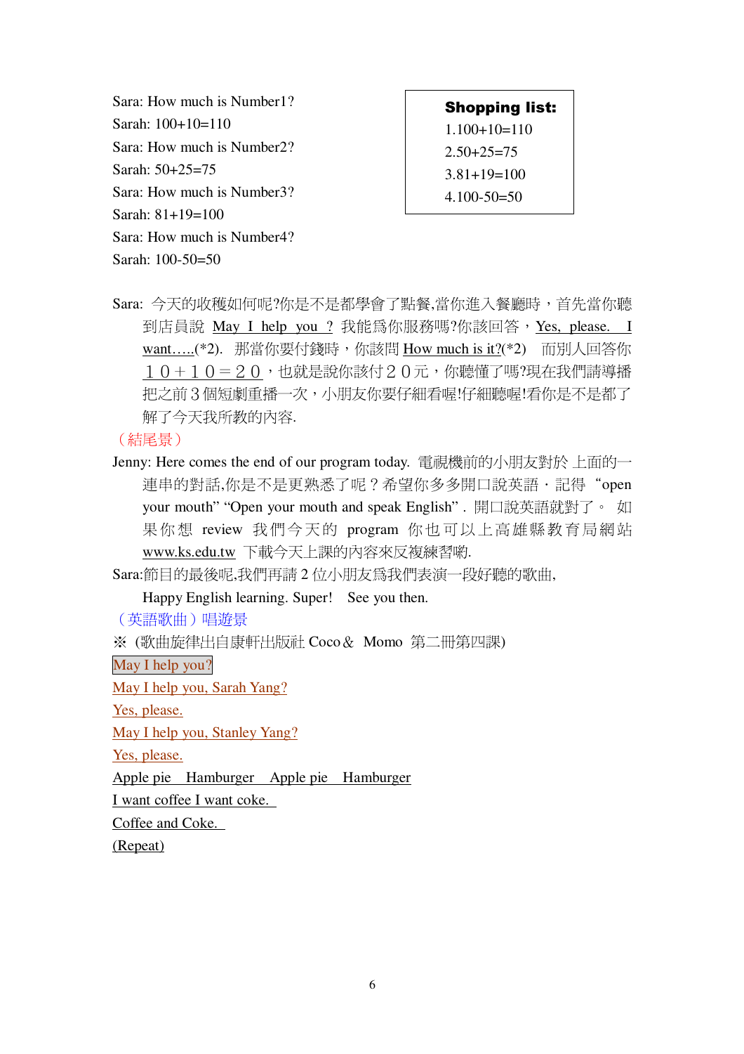Sara: How much is Number1?
Sarah: 100+10=110
Sara: How much is Number2?
Sarah: 50+25=75
Sara: How much is Number3?
Sarah: 81+19=100
Sara: How much is Number4?
Sarah: 100-50=50

**Shopping list:**
1.100+10=110
2.50+25=75
3.81+19=100
4.100-50=50

Sara: 今天的收穫如何呢?你是不是都學會了點餐,當你進入餐廳時，首先當你聽到店員說 May I help you ? 我能爲你服務嗎?你該回答，Yes, please. I want…..(*2). 那當你要付錢時，你該問 How much is it?(*2) 而別人回答你１０+１０=２０，也就是說你該付２０元，你聽懂了嗎?現在我們請導播把之前 3 個短劇重播一次，小朋友你要仔細看喔!仔細聽喔!看你是不是都了解了今天我所教的內容.

（結尾景）

Jenny: Here comes the end of our program today. 電視機前的小朋友對於 上面的一連串的對話,你是不是更熟悉了呢？希望你多多開口說英語．記得 “open your mouth” “Open your mouth and speak English” . 開口說英語就對了。 如果你想 review 我們今天的 program 你也可以上高雄縣教育局網站 www.ks.edu.tw 下載今天上課的內容來反複練習喲.

Sara:節目的最後呢,我們再請 2 位小朋友爲我們表演一段好聽的歌曲,
Happy English learning. Super! See you then.

（英語歌曲）唱遊景

※ (歌曲旋律出自康軒出版社 Coco＆ Momo 第二冊第四課)

May I help you?

May I help you, Sarah Yang?
Yes, please.
May I help you, Stanley Yang?
Yes, please.
Apple pie Hamburger Apple pie Hamburger
I want coffee I want coke.
Coffee and Coke.
(Repeat)